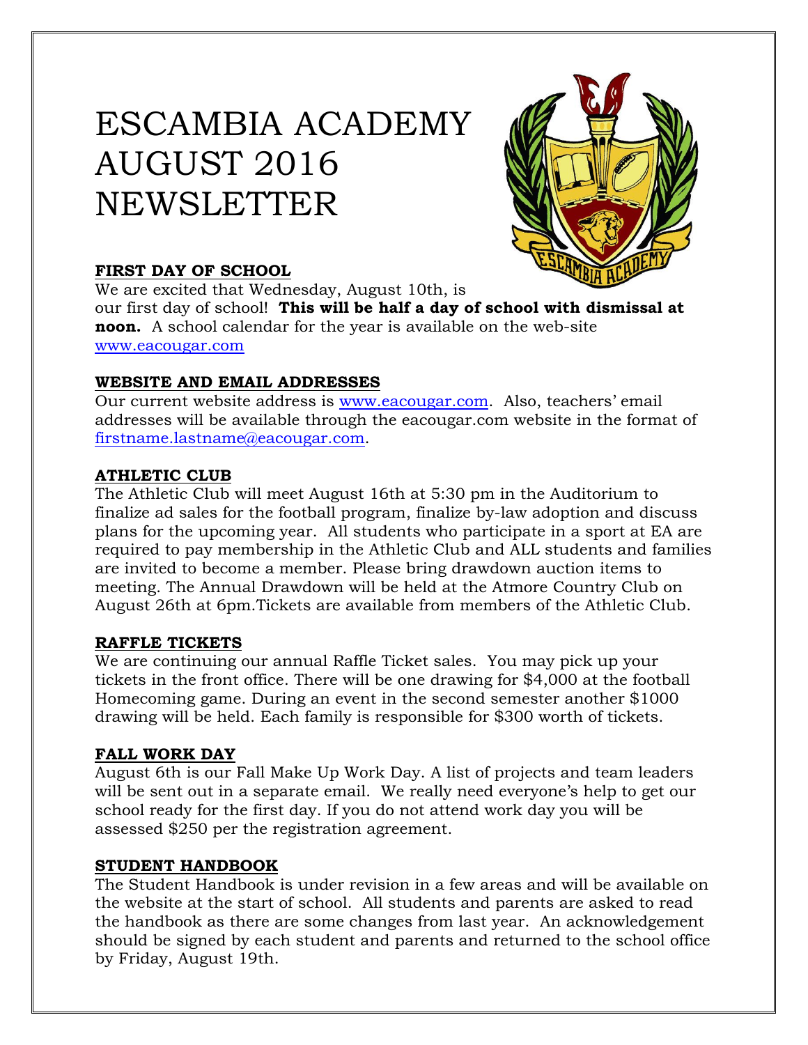# ESCAMBIA ACADEMY AUGUST 2016 NEWSLETTER

## FIRST DAY OF SCHOOL

We are excited that Wednesday, August 10th, is our first day of school! **This will be half a day of school with dismissal at noon.** A school calendar for the year is available on the web-site www.eacougar.com

## WEBSITE AND EMAIL ADDRESSES

Our current website address is www.eacougar.com. Also, teachers' email addresses will be available through the eacougar.com website in the format of firstname.lastname@eacougar.com.

## ATHLETIC CLUB

The Athletic Club will meet August 16th at 5:30 pm in the Auditorium to finalize ad sales for the football program, finalize by-law adoption and discuss plans for the upcoming year. All students who participate in a sport at EA are required to pay membership in the Athletic Club and ALL students and families are invited to become a member. Please bring drawdown auction items to meeting. The Annual Drawdown will be held at the Atmore Country Club on August 26th at 6pm.Tickets are available from members of the Athletic Club.

## RAFFLE TICKETS

We are continuing our annual Raffle Ticket sales. You may pick up your tickets in the front office. There will be one drawing for $4,000 at the football Homecoming game. During an event in the second semester another $1000 drawing will be held. Each family is responsible for $300 worth of tickets.

## FALL WORK DAY

August 6th is our Fall Make Up Work Day. A list of projects and team leaders will be sent out in a separate email. We really need everyone's help to get our school ready for the first day. If you do not attend work day you will be assessed $250 per the registration agreement.

## STUDENT HANDBOOK

The Student Handbook is under revision in a few areas and will be available on the website at the start of school. All students and parents are asked to read the handbook as there are some changes from last year. An acknowledgement should be signed by each student and parents and returned to the school office by Friday, August 19th.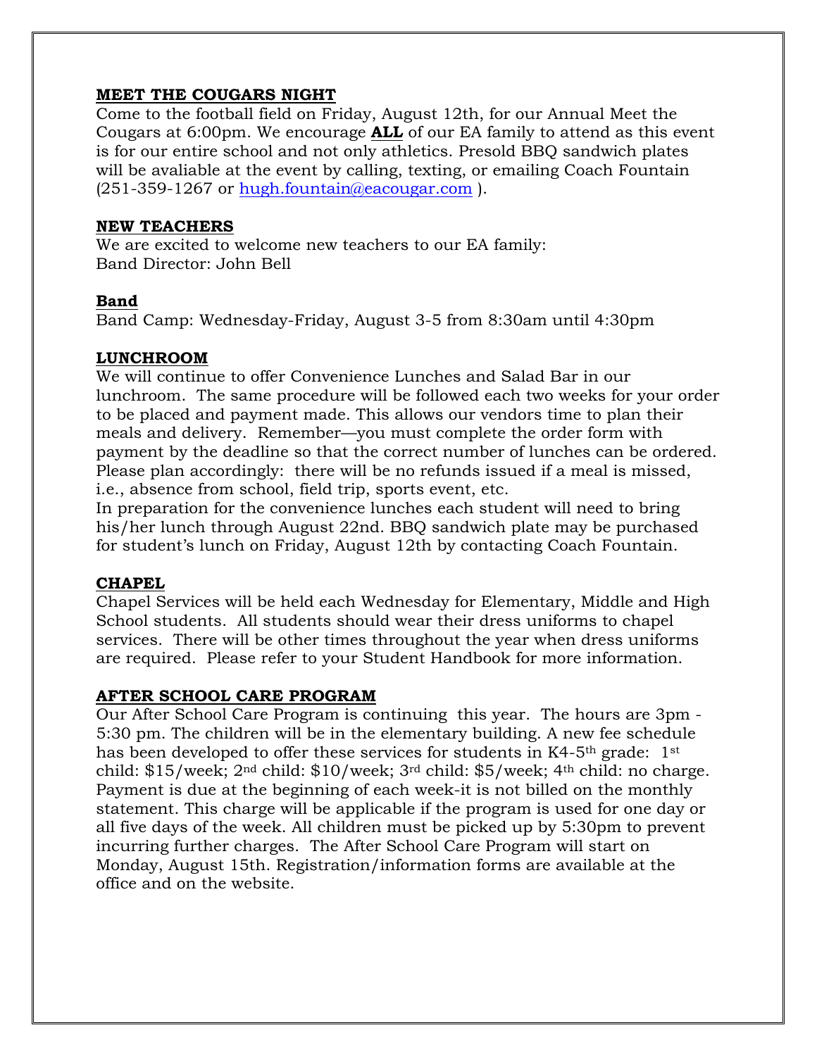## MEET THE COUGARS NIGHT

Come to the football field on Friday, August 12th, for our Annual Meet the Cougars at 6:00pm. We encourage **ALL** of our EA family to attend as this event is for our entire school and not only athletics. Presold BBQ sandwich plates will be avaliable at the event by calling, texting, or emailing Coach Fountain (251-359-1267 or hugh.fountain@eacougar.com ).

## NEW TEACHERS

We are excited to welcome new teachers to our EA family:
Band Director: John Bell

## Band

Band Camp: Wednesday-Friday, August 3-5 from 8:30am until 4:30pm

## LUNCHROOM

We will continue to offer Convenience Lunches and Salad Bar in our lunchroom. The same procedure will be followed each two weeks for your order to be placed and payment made. This allows our vendors time to plan their meals and delivery. Remember—you must complete the order form with payment by the deadline so that the correct number of lunches can be ordered. Please plan accordingly: there will be no refunds issued if a meal is missed, i.e., absence from school, field trip, sports event, etc.

In preparation for the convenience lunches each student will need to bring his/her lunch through August 22nd. BBQ sandwich plate may be purchased for student's lunch on Friday, August 12th by contacting Coach Fountain.

## CHAPEL

Chapel Services will be held each Wednesday for Elementary, Middle and High School students. All students should wear their dress uniforms to chapel services. There will be other times throughout the year when dress uniforms are required. Please refer to your Student Handbook for more information.

## AFTER SCHOOL CARE PROGRAM

Our After School Care Program is continuing this year. The hours are 3pm - 5:30 pm. The children will be in the elementary building. A new fee schedule has been developed to offer these services for students in K4-5th grade: 1st child: $15/week; 2nd child: $10/week; 3rd child: $5/week; 4th child: no charge. Payment is due at the beginning of each week-it is not billed on the monthly statement. This charge will be applicable if the program is used for one day or all five days of the week. All children must be picked up by 5:30pm to prevent incurring further charges. The After School Care Program will start on Monday, August 15th. Registration/information forms are available at the office and on the website.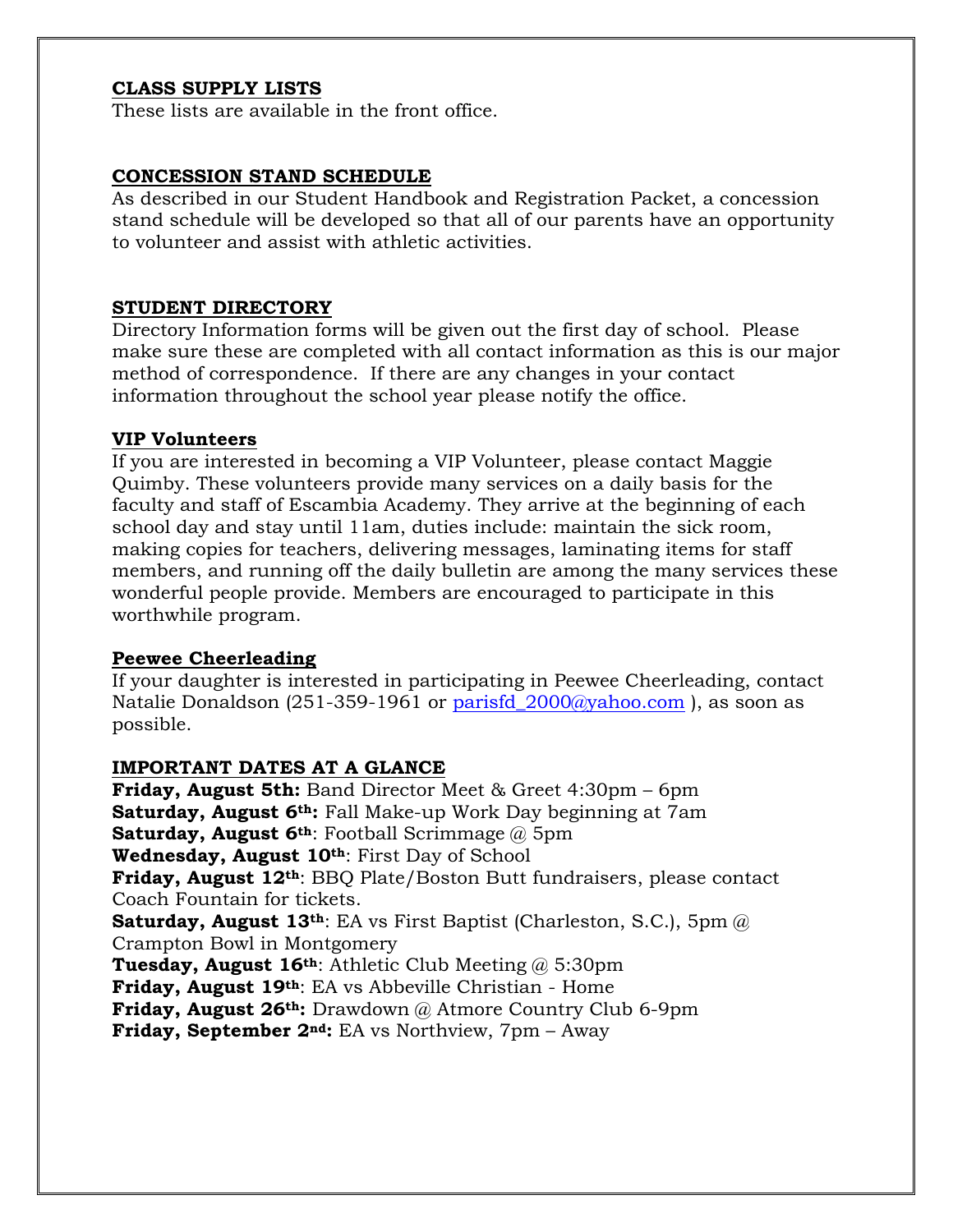**CLASS SUPPLY LISTS**

These lists are available in the front office.

**CONCESSION STAND SCHEDULE**

As described in our Student Handbook and Registration Packet, a concession stand schedule will be developed so that all of our parents have an opportunity to volunteer and assist with athletic activities.

**STUDENT DIRECTORY**

Directory Information forms will be given out the first day of school. Please make sure these are completed with all contact information as this is our major method of correspondence. If there are any changes in your contact information throughout the school year please notify the office.

**VIP Volunteers**

If you are interested in becoming a VIP Volunteer, please contact Maggie Quimby. These volunteers provide many services on a daily basis for the faculty and staff of Escambia Academy. They arrive at the beginning of each school day and stay until 11am, duties include: maintain the sick room, making copies for teachers, delivering messages, laminating items for staff members, and running off the daily bulletin are among the many services these wonderful people provide. Members are encouraged to participate in this worthwhile program.

**Peewee Cheerleading**

If your daughter is interested in participating in Peewee Cheerleading, contact Natalie Donaldson (251-359-1961 or parisfd_2000@yahoo.com ), as soon as possible.

**IMPORTANT DATES AT A GLANCE**

**Friday, August 5th:** Band Director Meet & Greet 4:30pm – 6pm
**Saturday, August 6th:** Fall Make-up Work Day beginning at 7am
**Saturday, August 6th**: Football Scrimmage @ 5pm
**Wednesday, August 10th**: First Day of School
**Friday, August 12th**: BBQ Plate/Boston Butt fundraisers, please contact Coach Fountain for tickets.
**Saturday, August 13th**: EA vs First Baptist (Charleston, S.C.), 5pm @ Crampton Bowl in Montgomery
**Tuesday, August 16th**: Athletic Club Meeting @ 5:30pm
**Friday, August 19th**: EA vs Abbeville Christian - Home
**Friday, August 26th:** Drawdown @ Atmore Country Club 6-9pm
**Friday, September 2nd:** EA vs Northview, 7pm – Away